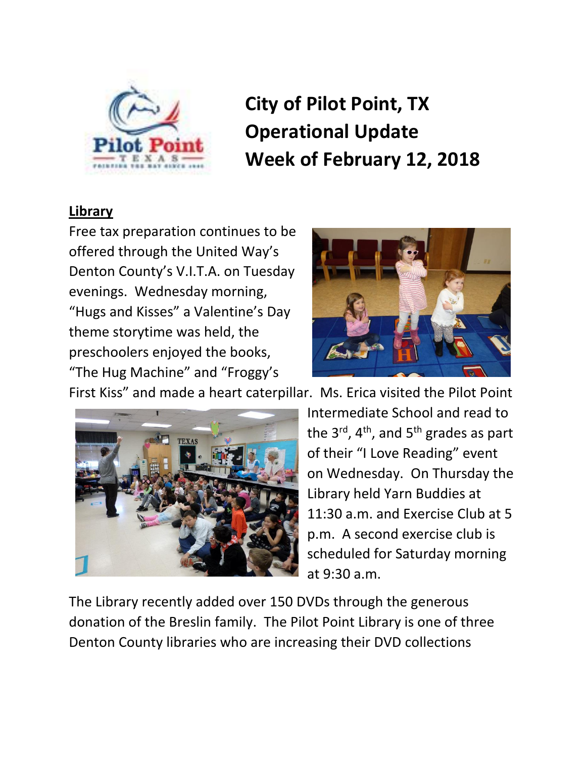# City of Pilot Point, TX
# Operational Update
# Week of February 12, 2018

## Library

Free tax preparation continues to be offered through the United Way's Denton County's V.I.T.A. on Tuesday evenings. Wednesday morning, "Hugs and Kisses" a Valentine's Day theme storytime was held, the preschoolers enjoyed the books, "The Hug Machine" and "Froggy's First Kiss" and made a heart caterpillar. Ms. Erica visited the Pilot Point Intermediate School and read to the 3rd, 4th, and 5th grades as part of their "I Love Reading" event on Wednesday. On Thursday the Library held Yarn Buddies at 11:30 a.m. and Exercise Club at 5 p.m. A second exercise club is scheduled for Saturday morning at 9:30 a.m.

The Library recently added over 150 DVDs through the generous donation of the Breslin family. The Pilot Point Library is one of three Denton County libraries who are increasing their DVD collections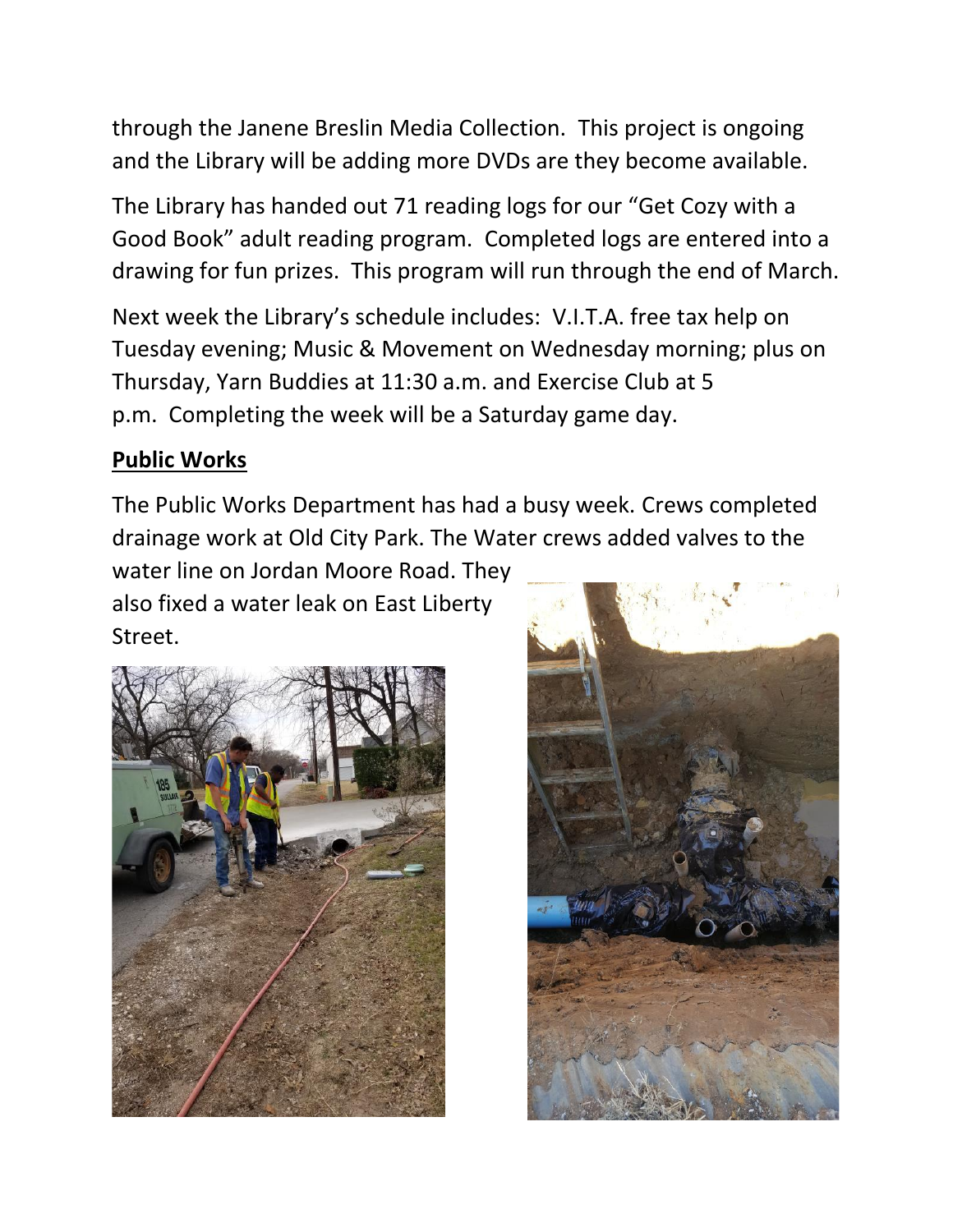through the Janene Breslin Media Collection. This project is ongoing and the Library will be adding more DVDs are they become available.

The Library has handed out 71 reading logs for our "Get Cozy with a Good Book" adult reading program. Completed logs are entered into a drawing for fun prizes. This program will run through the end of March.

Next week the Library's schedule includes: V.I.T.A. free tax help on Tuesday evening; Music & Movement on Wednesday morning; plus on Thursday, Yarn Buddies at 11:30 a.m. and Exercise Club at 5 p.m. Completing the week will be a Saturday game day.

## Public Works

The Public Works Department has had a busy week. Crews completed drainage work at Old City Park. The Water crews added valves to the water line on Jordan Moore Road. They also fixed a water leak on East Liberty Street.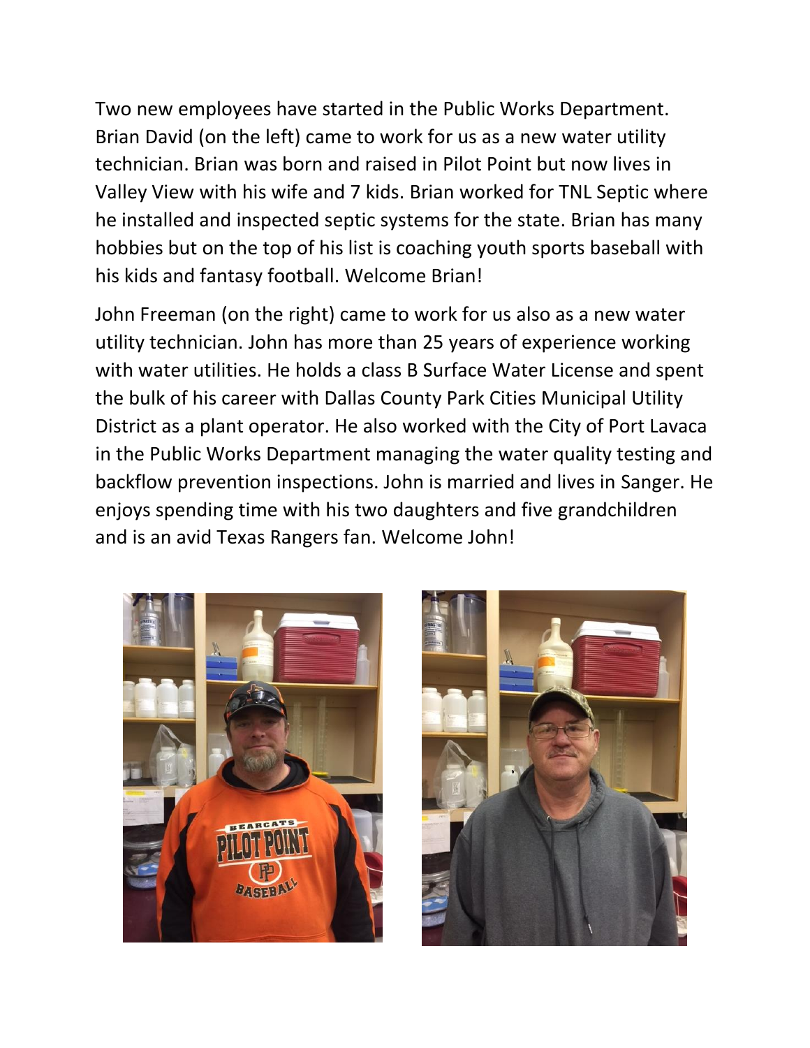Two new employees have started in the Public Works Department. Brian David (on the left) came to work for us as a new water utility technician. Brian was born and raised in Pilot Point but now lives in Valley View with his wife and 7 kids. Brian worked for TNL Septic where he installed and inspected septic systems for the state. Brian has many hobbies but on the top of his list is coaching youth sports baseball with his kids and fantasy football. Welcome Brian!

John Freeman (on the right) came to work for us also as a new water utility technician. John has more than 25 years of experience working with water utilities. He holds a class B Surface Water License and spent the bulk of his career with Dallas County Park Cities Municipal Utility District as a plant operator. He also worked with the City of Port Lavaca in the Public Works Department managing the water quality testing and backflow prevention inspections. John is married and lives in Sanger. He enjoys spending time with his two daughters and five grandchildren and is an avid Texas Rangers fan. Welcome John!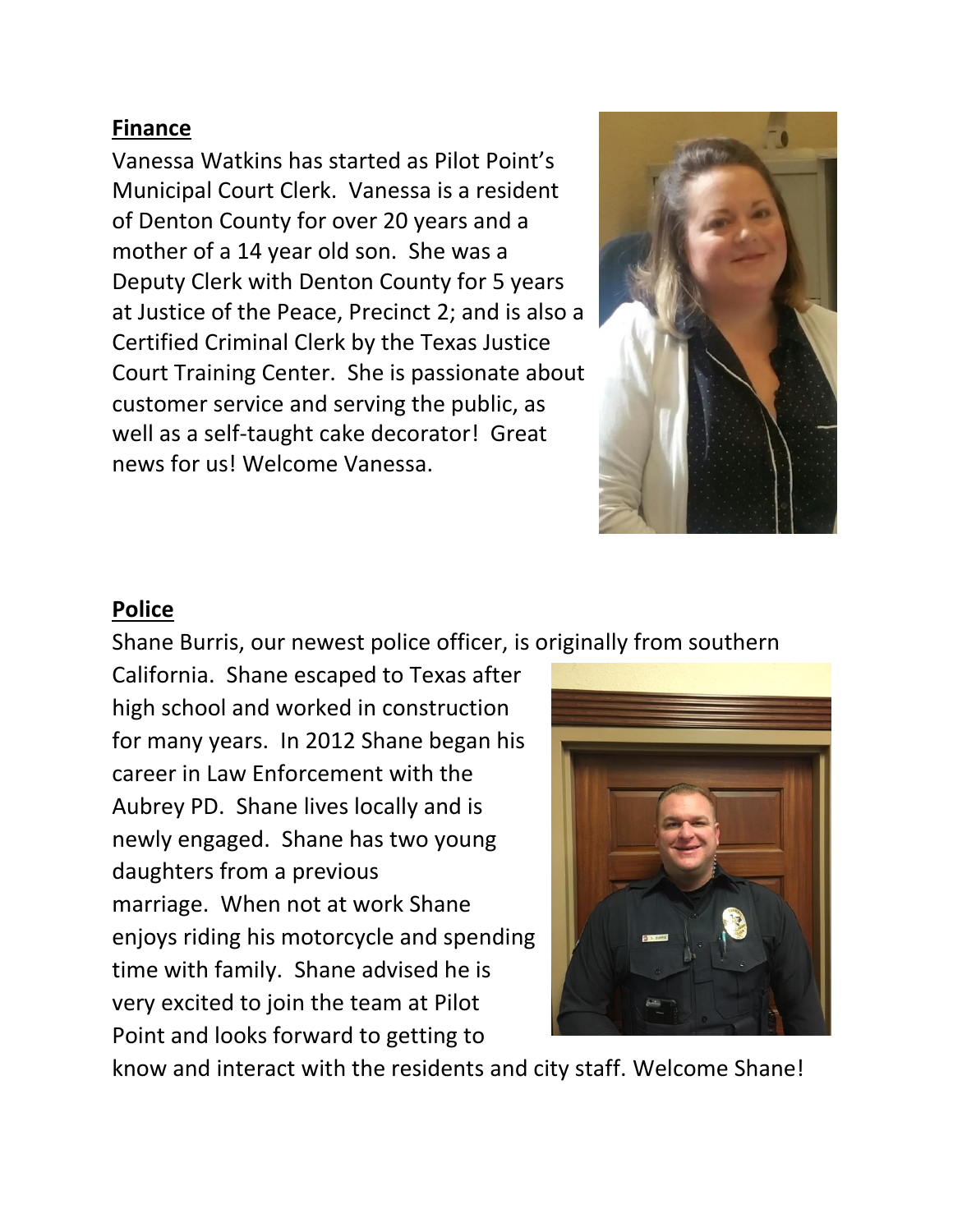**Finance**

Vanessa Watkins has started as Pilot Point's Municipal Court Clerk. Vanessa is a resident of Denton County for over 20 years and a mother of a 14 year old son. She was a Deputy Clerk with Denton County for 5 years at Justice of the Peace, Precinct 2; and is also a Certified Criminal Clerk by the Texas Justice Court Training Center. She is passionate about customer service and serving the public, as well as a self-taught cake decorator! Great news for us! Welcome Vanessa.

**Police**

Shane Burris, our newest police officer, is originally from southern California. Shane escaped to Texas after high school and worked in construction for many years. In 2012 Shane began his career in Law Enforcement with the Aubrey PD. Shane lives locally and is newly engaged. Shane has two young daughters from a previous marriage. When not at work Shane enjoys riding his motorcycle and spending time with family. Shane advised he is very excited to join the team at Pilot Point and looks forward to getting to know and interact with the residents and city staff. Welcome Shane!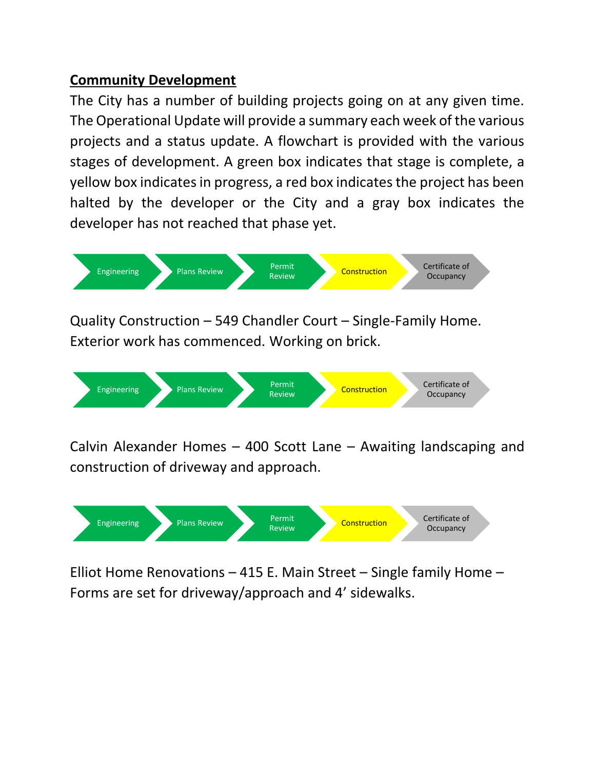## Community Development

The City has a number of building projects going on at any given time. The Operational Update will provide a summary each week of the various projects and a status update. A flowchart is provided with the various stages of development. A green box indicates that stage is complete, a yellow box indicates in progress, a red box indicates the project has been halted by the developer or the City and a gray box indicates the developer has not reached that phase yet.

Engineering → Plans Review → Permit Review → Construction → Certificate of Occupancy

Quality Construction – 549 Chandler Court – Single-Family Home. Exterior work has commenced. Working on brick.

Engineering → Plans Review → Permit Review → Construction → Certificate of Occupancy

Calvin Alexander Homes – 400 Scott Lane – Awaiting landscaping and construction of driveway and approach.

Engineering → Plans Review → Permit Review → Construction → Certificate of Occupancy

Elliot Home Renovations – 415 E. Main Street – Single family Home – Forms are set for driveway/approach and 4' sidewalks.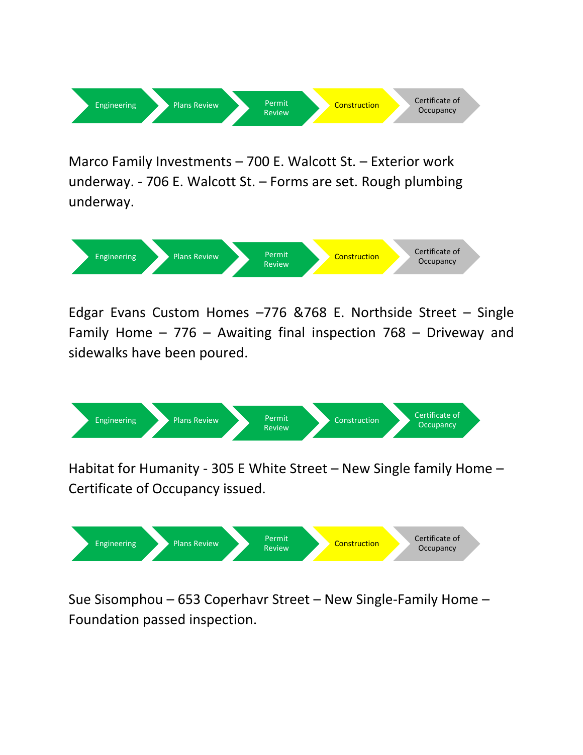Engineering → Plans Review → Permit Review → Construction → Certificate of Occupancy

Marco Family Investments – 700 E. Walcott St. – Exterior work underway. - 706 E. Walcott St. – Forms are set. Rough plumbing underway.

Engineering → Plans Review → Permit Review → Construction → Certificate of Occupancy

Edgar Evans Custom Homes –776 &768 E. Northside Street – Single Family Home – 776 – Awaiting final inspection 768 – Driveway and sidewalks have been poured.

Engineering → Plans Review → Permit Review → Construction → Certificate of Occupancy

Habitat for Humanity - 305 E White Street – New Single family Home – Certificate of Occupancy issued.

Engineering → Plans Review → Permit Review → Construction → Certificate of Occupancy

Sue Sisomphou – 653 Coperhavr Street – New Single-Family Home – Foundation passed inspection.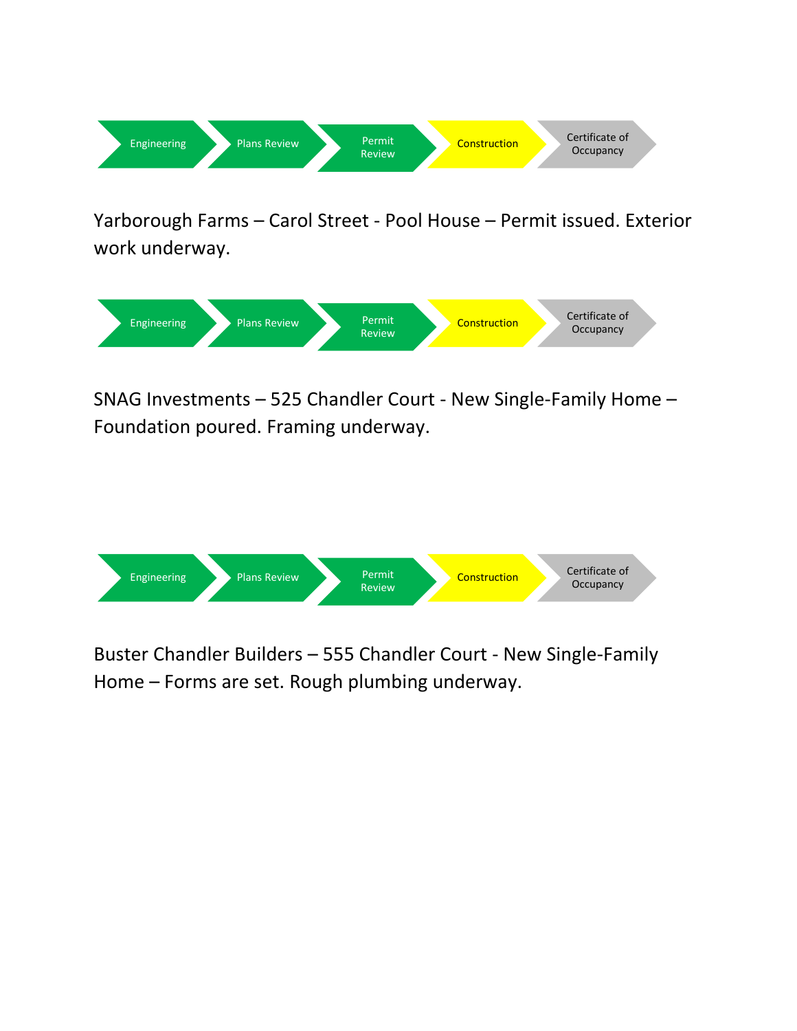Engineering Plans Review Permit Review Construction Certificate of Occupancy

Yarborough Farms – Carol Street - Pool House – Permit issued. Exterior work underway.

Engineering Plans Review Permit Review Construction Certificate of Occupancy

SNAG Investments – 525 Chandler Court - New Single-Family Home – Foundation poured. Framing underway.

Engineering Plans Review Permit Review Construction Certificate of Occupancy

Buster Chandler Builders – 555 Chandler Court - New Single-Family Home – Forms are set. Rough plumbing underway.